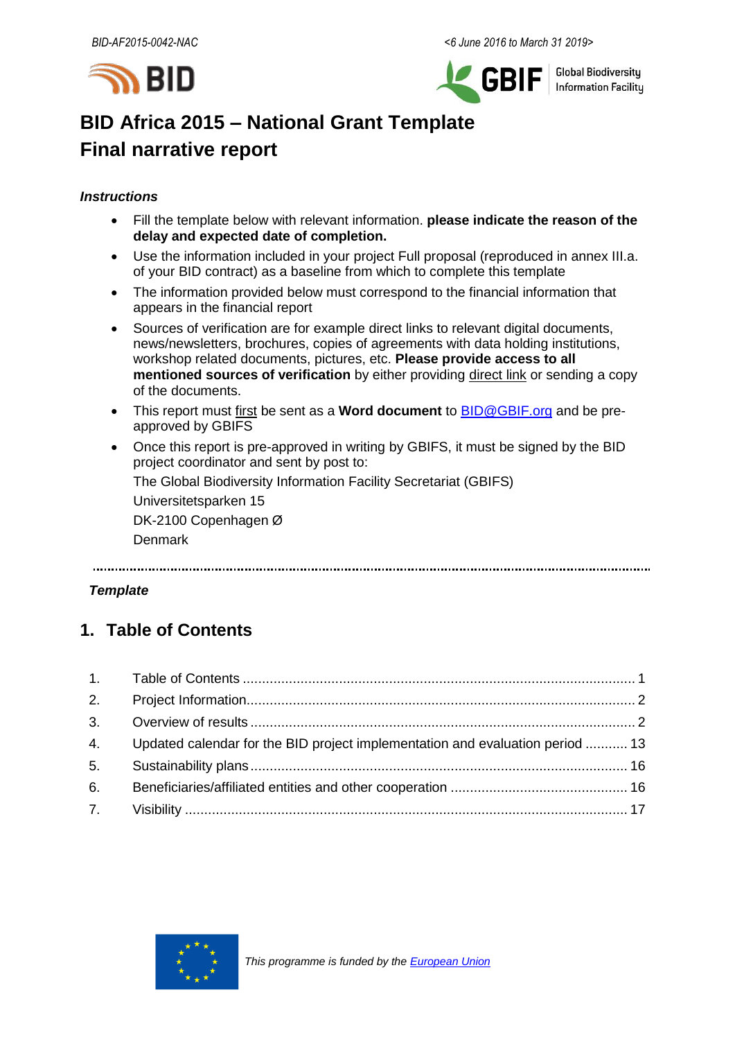BID-AF2015-0042-NAC

<6 June 2016 to March 31 2019>

# BID Africa 2015 – National Grant Template
# Final narrative report

***Instructions***

- Fill the template below with relevant information. **please indicate the reason of the delay and expected date of completion.**
- Use the information included in your project Full proposal (reproduced in annex III.a. of your BID contract) as a baseline from which to complete this template
- The information provided below must correspond to the financial information that appears in the financial report
- Sources of verification are for example direct links to relevant digital documents, news/newsletters, brochures, copies of agreements with data holding institutions, workshop related documents, pictures, etc. **Please provide access to all mentioned sources of verification** by either providing direct link or sending a copy of the documents.
- This report must first be sent as a **Word document** to BID@GBIF.org and be pre-approved by GBIFS
- Once this report is pre-approved in writing by GBIFS, it must be signed by the BID project coordinator and sent by post to:

  The Global Biodiversity Information Facility Secretariat (GBIFS)

  Universitetsparken 15

  DK-2100 Copenhagen Ø

  Denmark

---

***Template***

## 1. Table of Contents

1. Table of Contents ........ 1
2. Project Information ........ 2
3. Overview of results ........ 2
4. Updated calendar for the BID project implementation and evaluation period ........ 13
5. Sustainability plans ........ 16
6. Beneficiaries/affiliated entities and other cooperation ........ 16
7. Visibility ........ 17

*This programme is funded by the European Union*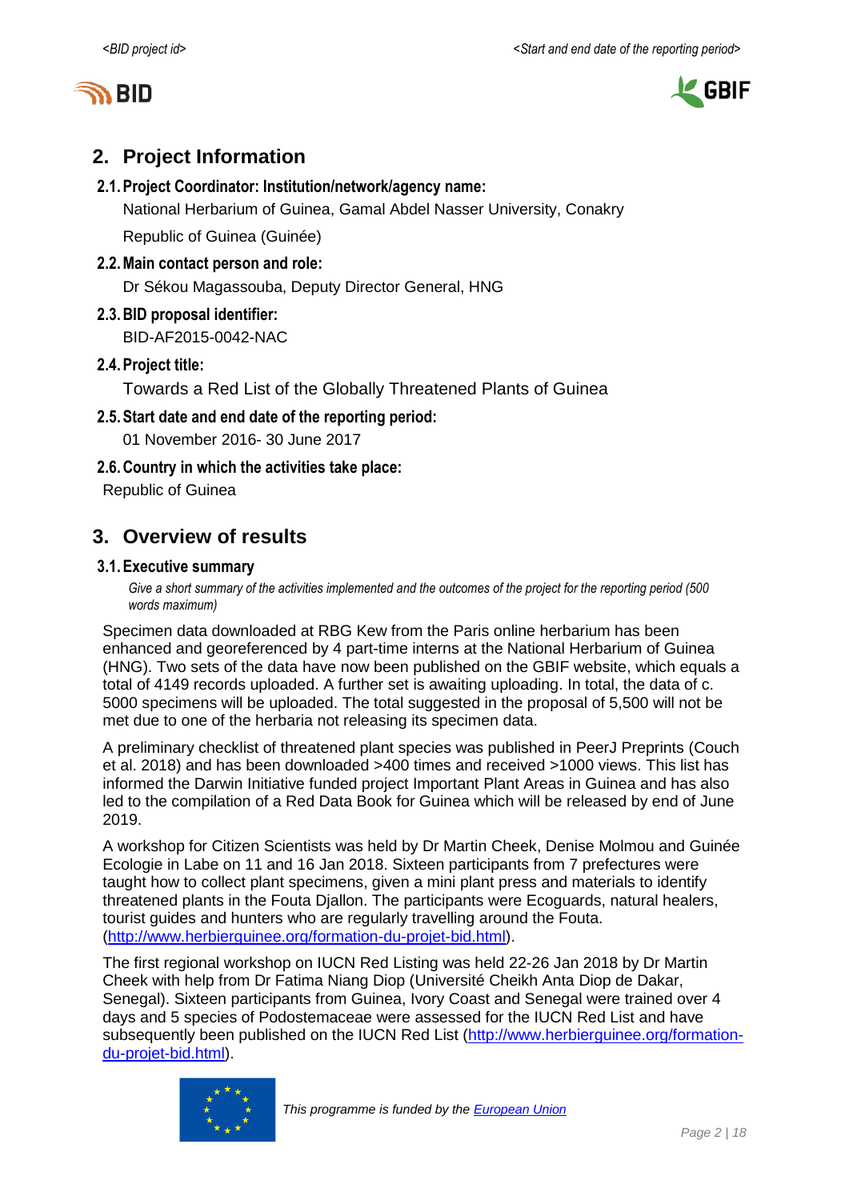## 2. Project Information

### 2.1. Project Coordinator: Institution/network/agency name:

National Herbarium of Guinea, Gamal Abdel Nasser University, Conakry

Republic of Guinea (Guinée)

### 2.2. Main contact person and role:

Dr Sékou Magassouba, Deputy Director General, HNG

### 2.3. BID proposal identifier:

BID-AF2015-0042-NAC

### 2.4. Project title:

Towards a Red List of the Globally Threatened Plants of Guinea

### 2.5. Start date and end date of the reporting period:

01 November 2016- 30 June 2017

### 2.6. Country in which the activities take place:

Republic of Guinea

## 3. Overview of results

### 3.1. Executive summary

*Give a short summary of the activities implemented and the outcomes of the project for the reporting period (500 words maximum)*

Specimen data downloaded at RBG Kew from the Paris online herbarium has been enhanced and georeferenced by 4 part-time interns at the National Herbarium of Guinea (HNG). Two sets of the data have now been published on the GBIF website, which equals a total of 4149 records uploaded. A further set is awaiting uploading. In total, the data of c. 5000 specimens will be uploaded. The total suggested in the proposal of 5,500 will not be met due to one of the herbaria not releasing its specimen data.

A preliminary checklist of threatened plant species was published in PeerJ Preprints (Couch et al. 2018) and has been downloaded >400 times and received >1000 views. This list has informed the Darwin Initiative funded project Important Plant Areas in Guinea and has also led to the compilation of a Red Data Book for Guinea which will be released by end of June 2019.

A workshop for Citizen Scientists was held by Dr Martin Cheek, Denise Molmou and Guinée Ecologie in Labe on 11 and 16 Jan 2018. Sixteen participants from 7 prefectures were taught how to collect plant specimens, given a mini plant press and materials to identify threatened plants in the Fouta Djallon. The participants were Ecoguards, natural healers, tourist guides and hunters who are regularly travelling around the Fouta. ([http://www.herbierguinee.org/formation-du-projet-bid.html](http://www.herbierguinee.org/formation-du-projet-bid.html)).

The first regional workshop on IUCN Red Listing was held 22-26 Jan 2018 by Dr Martin Cheek with help from Dr Fatima Niang Diop (Université Cheikh Anta Diop de Dakar, Senegal). Sixteen participants from Guinea, Ivory Coast and Senegal were trained over 4 days and 5 species of Podostemaceae were assessed for the IUCN Red List and have subsequently been published on the IUCN Red List ([http://www.herbierguinee.org/formation-du-projet-bid.html](http://www.herbierguinee.org/formation-du-projet-bid.html)).

*This programme is funded by the European Union*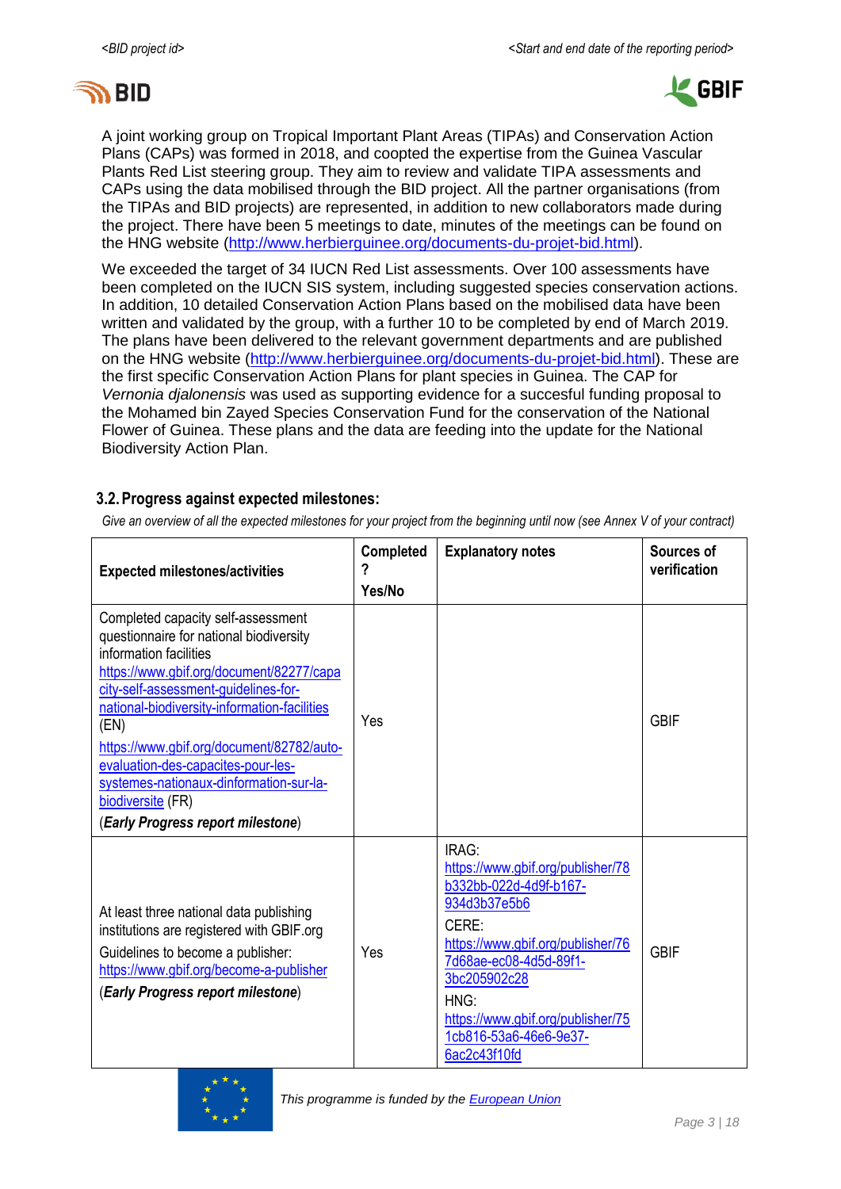A joint working group on Tropical Important Plant Areas (TIPAs) and Conservation Action Plans (CAPs) was formed in 2018, and coopted the expertise from the Guinea Vascular Plants Red List steering group. They aim to review and validate TIPA assessments and CAPs using the data mobilised through the BID project. All the partner organisations (from the TIPAs and BID projects) are represented, in addition to new collaborators made during the project. There have been 5 meetings to date, minutes of the meetings can be found on the HNG website (http://www.herbierguinee.org/documents-du-projet-bid.html).

We exceeded the target of 34 IUCN Red List assessments. Over 100 assessments have been completed on the IUCN SIS system, including suggested species conservation actions. In addition, 10 detailed Conservation Action Plans based on the mobilised data have been written and validated by the group, with a further 10 to be completed by end of March 2019. The plans have been delivered to the relevant government departments and are published on the HNG website (http://www.herbierguinee.org/documents-du-projet-bid.html). These are the first specific Conservation Action Plans for plant species in Guinea. The CAP for *Vernonia djalonensis* was used as supporting evidence for a succesful funding proposal to the Mohamed bin Zayed Species Conservation Fund for the conservation of the National Flower of Guinea. These plans and the data are feeding into the update for the National Biodiversity Action Plan.

### 3.2. Progress against expected milestones:

*Give an overview of all the expected milestones for your project from the beginning until now (see Annex V of your contract)*

| Expected milestones/activities | Completed? Yes/No | Explanatory notes | Sources of verification |
|---|---|---|---|
| Completed capacity self-assessment questionnaire for national biodiversity information facilities https://www.gbif.org/document/82277/capacity-self-assessment-guidelines-for-national-biodiversity-information-facilities (EN) https://www.gbif.org/document/82782/auto-evaluation-des-capacites-pour-les-systemes-nationaux-dinformation-sur-la-biodiversite (FR) (***Early Progress report milestone***) | Yes | | GBIF |
| At least three national data publishing institutions are registered with GBIF.org Guidelines to become a publisher: https://www.gbif.org/become-a-publisher (***Early Progress report milestone***) | Yes | IRAG: https://www.gbif.org/publisher/78b332bb-022d-4d9f-b167-934d3b37e5b6 CERE: https://www.gbif.org/publisher/767d68ae-ec08-4d5d-89f1-3bc205902c28 HNG: https://www.gbif.org/publisher/751cb816-53a6-46e6-9e37-6ac2c43f10fd | GBIF |

*This programme is funded by the European Union*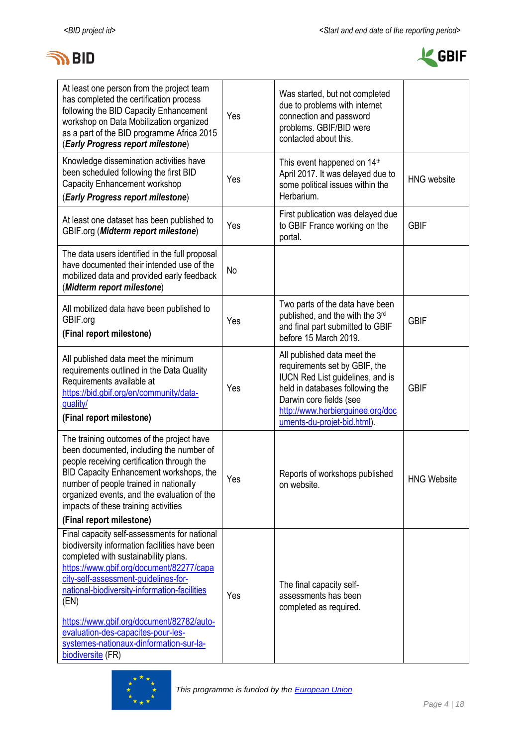| | | | |
|---|---|---|---|
| At least one person from the project team has completed the certification process following the BID Capacity Enhancement workshop on Data Mobilization organized as a part of the BID programme Africa 2015 (***Early Progress report milestone***) | Yes | Was started, but not completed due to problems with internet connection and password problems. GBIF/BID were contacted about this. | |
| Knowledge dissemination activities have been scheduled following the first BID Capacity Enhancement workshop (***Early Progress report milestone***) | Yes | This event happened on 14th April 2017. It was delayed due to some political issues within the Herbarium. | HNG website |
| At least one dataset has been published to GBIF.org (***Midterm report milestone***) | Yes | First publication was delayed due to GBIF France working on the portal. | GBIF |
| The data users identified in the full proposal have documented their intended use of the mobilized data and provided early feedback (***Midterm report milestone***) | No | | |
| All mobilized data have been published to GBIF.org **(Final report milestone)** | Yes | Two parts of the data have been published, and the with the 3rd and final part submitted to GBIF before 15 March 2019. | GBIF |
| All published data meet the minimum requirements outlined in the Data Quality Requirements available at https://bid.gbif.org/en/community/data-quality/ **(Final report milestone)** | Yes | All published data meet the requirements set by GBIF, the IUCN Red List guidelines, and is held in databases following the Darwin core fields (see http://www.herbierguinee.org/documents-du-projet-bid.html). | GBIF |
| The training outcomes of the project have been documented, including the number of people receiving certification through the BID Capacity Enhancement workshops, the number of people trained in nationally organized events, and the evaluation of the impacts of these training activities **(Final report milestone)** | Yes | Reports of workshops published on website. | HNG Website |
| Final capacity self-assessments for national biodiversity information facilities have been completed with sustainability plans. https://www.gbif.org/document/82277/capacity-self-assessment-guidelines-for-national-biodiversity-information-facilities (EN) https://www.gbif.org/document/82782/auto-evaluation-des-capacites-pour-les-systemes-nationaux-dinformation-sur-la-biodiversite (FR) | Yes | The final capacity self-assessments has been completed as required. | |

*This programme is funded by the European Union*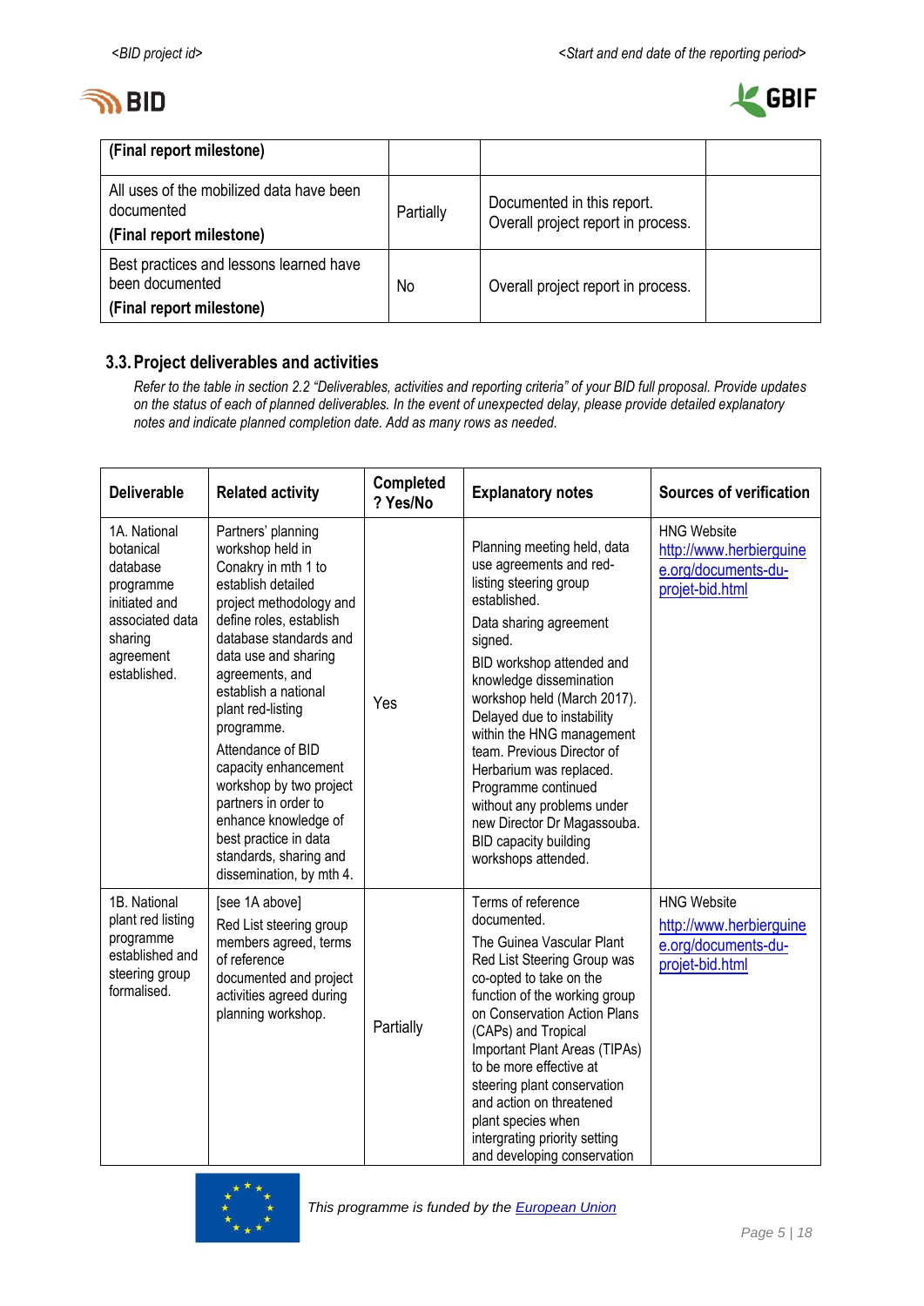| | | | |
|---|---|---|---|
| **(Final report milestone)** | | | |
| All uses of the mobilized data have been documented<br>**(Final report milestone)** | Partially | Documented in this report. Overall project report in process. | |
| Best practices and lessons learned have been documented<br>**(Final report milestone)** | No | Overall project report in process. | |

### 3.3. Project deliverables and activities

*Refer to the table in section 2.2 "Deliverables, activities and reporting criteria" of your BID full proposal. Provide updates on the status of each of planned deliverables. In the event of unexpected delay, please provide detailed explanatory notes and indicate planned completion date. Add as many rows as needed.*

| Deliverable | Related activity | Completed ? Yes/No | Explanatory notes | Sources of verification |
|---|---|---|---|---|
| 1A. National botanical database programme initiated and associated data sharing agreement established. | Partners' planning workshop held in Conakry in mth 1 to establish detailed project methodology and define roles, establish database standards and data use and sharing agreements, and establish a national plant red-listing programme.<br>Attendance of BID capacity enhancement workshop by two project partners in order to enhance knowledge of best practice in data standards, sharing and dissemination, by mth 4. | Yes | Planning meeting held, data use agreements and red-listing steering group established.<br>Data sharing agreement signed.<br>BID workshop attended and knowledge dissemination workshop held (March 2017). Delayed due to instability within the HNG management team. Previous Director of Herbarium was replaced. Programme continued without any problems under new Director Dr Magassouba. BID capacity building workshops attended. | HNG Website<br>[http://www.herbierguinee.org/documents-du-projet-bid.html](http://www.herbierguinee.org/documents-du-projet-bid.html) |
| 1B. National plant red listing programme established and steering group formalised. | [see 1A above]<br>Red List steering group members agreed, terms of reference documented and project activities agreed during planning workshop. | Partially | Terms of reference documented.<br>The Guinea Vascular Plant Red List Steering Group was co-opted to take on the function of the working group on Conservation Action Plans (CAPs) and Tropical Important Plant Areas (TIPAs) to be more effective at steering plant conservation and action on threatened plant species when intergrating priority setting and developing conservation | HNG Website<br>[http://www.herbierguinee.org/documents-du-projet-bid.html](http://www.herbierguinee.org/documents-du-projet-bid.html) |

*This programme is funded by the [European Union](#)*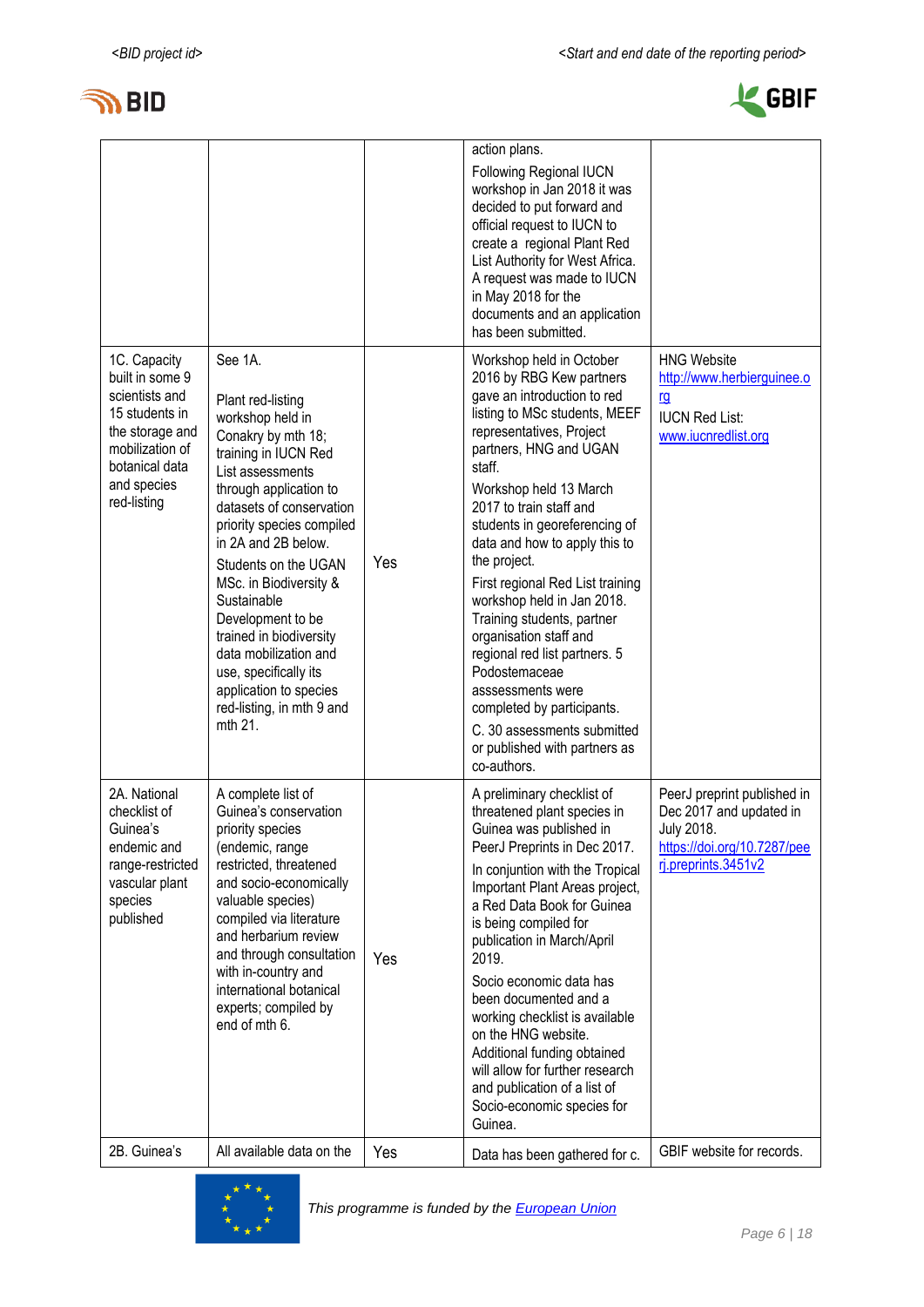| | | | | |
|---|---|---|---|---|
| | | | action plans.<br>Following Regional IUCN workshop in Jan 2018 it was decided to put forward and official request to IUCN to create a regional Plant Red List Authority for West Africa. A request was made to IUCN in May 2018 for the documents and an application has been submitted. | |
| 1C. Capacity built in some 9 scientists and 15 students in the storage and mobilization of botanical data and species red-listing | See 1A.<br><br>Plant red-listing workshop held in Conakry by mth 18; training in IUCN Red List assessments through application to datasets of conservation priority species compiled in 2A and 2B below.<br>Students on the UGAN MSc. in Biodiversity & Sustainable Development to be trained in biodiversity data mobilization and use, specifically its application to species red-listing, in mth 9 and mth 21. | Yes | Workshop held in October 2016 by RBG Kew partners gave an introduction to red listing to MSc students, MEEF representatives, Project partners, HNG and UGAN staff.<br>Workshop held 13 March 2017 to train staff and students in georeferencing of data and how to apply this to the project.<br>First regional Red List training workshop held in Jan 2018. Training students, partner organisation staff and regional red list partners. 5 Podostemaceae asssessments were completed by participants.<br>C. 30 assessments submitted or published with partners as co-authors. | HNG Website<br>http://www.herbierguinee.org<br>IUCN Red List:<br>www.iucnredlist.org |
| 2A. National checklist of Guinea's endemic and range-restricted vascular plant species published | A complete list of Guinea's conservation priority species (endemic, range restricted, threatened and socio-economically valuable species) compiled via literature and herbarium review and through consultation with in-country and international botanical experts; compiled by end of mth 6. | Yes | A preliminary checklist of threatened plant species in Guinea was published in PeerJ Preprints in Dec 2017.<br>In conjuntion with the Tropical Important Plant Areas project, a Red Data Book for Guinea is being compiled for publication in March/April 2019.<br>Socio economic data has been documented and a working checklist is available on the HNG website. Additional funding obtained will allow for further research and publication of a list of Socio-economic species for Guinea. | PeerJ preprint published in Dec 2017 and updated in July 2018.<br>https://doi.org/10.7287/peerj.preprints.3451v2 |
| 2B. Guinea's | All available data on the | Yes | Data has been gathered for c. | GBIF website for records. |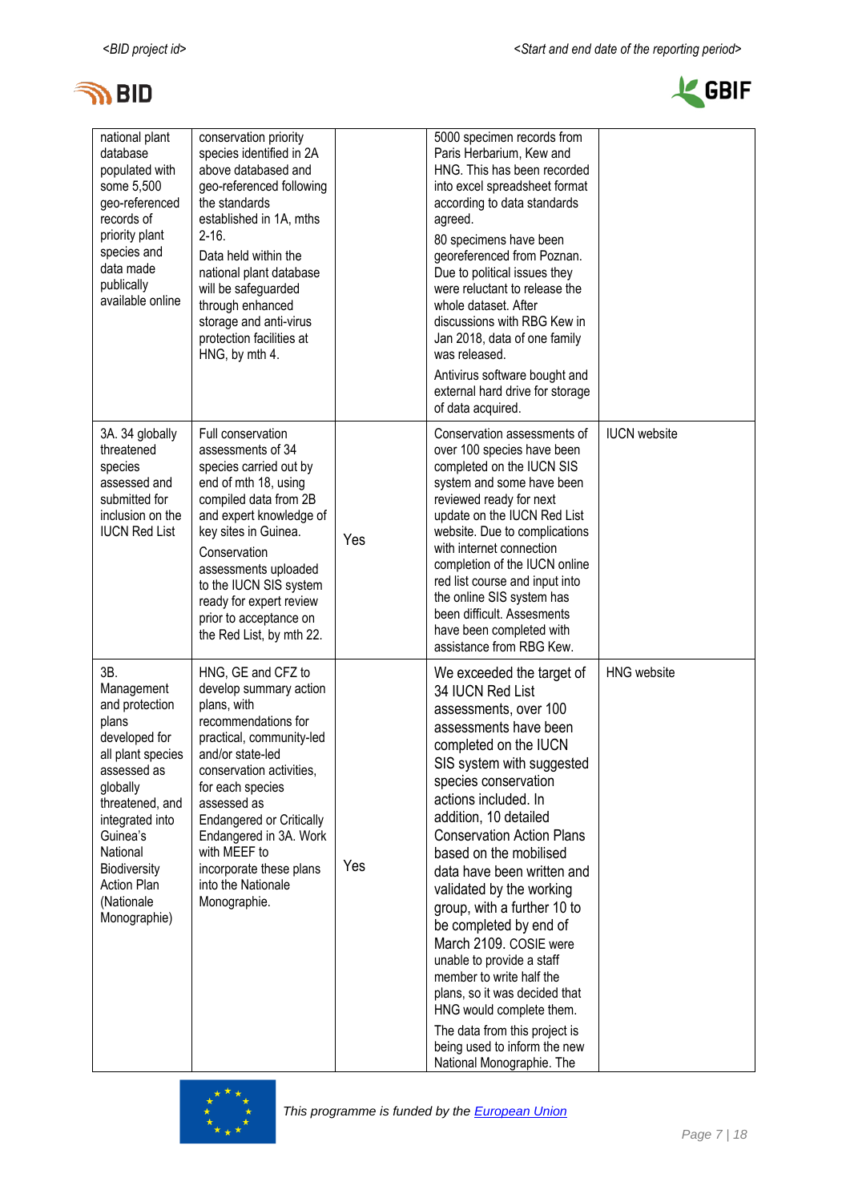| | | | | |
|---|---|---|---|---|
| national plant database populated with some 5,500 geo-referenced records of priority plant species and data made publically available online | conservation priority species identified in 2A above databased and geo-referenced following the standards established in 1A, mths 2-16.<br><br>Data held within the national plant database will be safeguarded through enhanced storage and anti-virus protection facilities at HNG, by mth 4. | | 5000 specimen records from Paris Herbarium, Kew and HNG. This has been recorded into excel spreadsheet format according to data standards agreed.<br><br>80 specimens have been georeferenced from Poznan. Due to political issues they were reluctant to release the whole dataset. After discussions with RBG Kew in Jan 2018, data of one family was released.<br><br>Antivirus software bought and external hard drive for storage of data acquired. | |
| 3A. 34 globally threatened species assessed and submitted for inclusion on the IUCN Red List | Full conservation assessments of 34 species carried out by end of mth 18, using compiled data from 2B and expert knowledge of key sites in Guinea.<br><br>Conservation assessments uploaded to the IUCN SIS system ready for expert review prior to acceptance on the Red List, by mth 22. | Yes | Conservation assessments of over 100 species have been completed on the IUCN SIS system and some have been reviewed ready for next update on the IUCN Red List website. Due to complications with internet connection completion of the IUCN online red list course and input into the online SIS system has been difficult. Assesments have been completed with assistance from RBG Kew. | IUCN website |
| 3B. Management and protection plans developed for all plant species assessed as globally threatened, and integrated into Guinea's National Biodiversity Action Plan (Nationale Monographie) | HNG, GE and CFZ to develop summary action plans, with recommendations for practical, community-led and/or state-led conservation activities, for each species assessed as Endangered or Critically Endangered in 3A. Work with MEEF to incorporate these plans into the Nationale Monographie. | Yes | We exceeded the target of 34 IUCN Red List assessments, over 100 assessments have been completed on the IUCN SIS system with suggested species conservation actions included. In addition, 10 detailed Conservation Action Plans based on the mobilised data have been written and validated by the working group, with a further 10 to be completed by end of March 2109. COSIE were unable to provide a staff member to write half the plans, so it was decided that HNG would complete them.<br><br>The data from this project is being used to inform the new National Monographie. The | HNG website |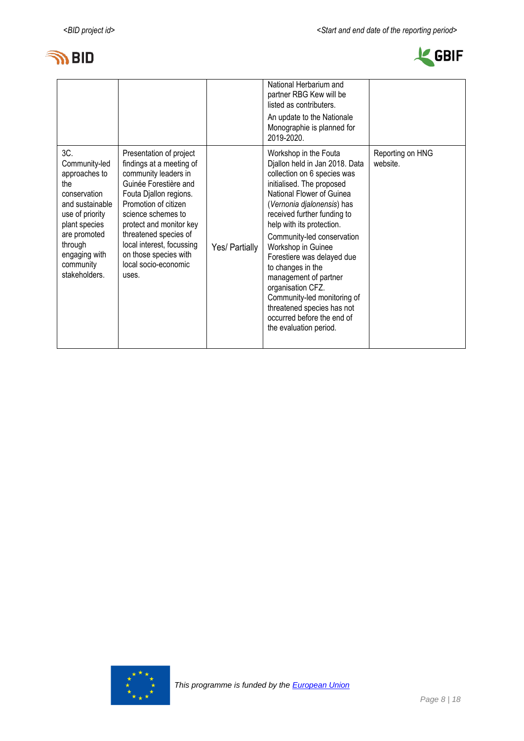| | | | | |
|---|---|---|---|---|
| | | | National Herbarium and partner RBG Kew will be listed as contributers.<br><br>An update to the Nationale Monographie is planned for 2019-2020. | |
| 3C. Community-led approaches to the conservation and sustainable use of priority plant species are promoted through engaging with community stakeholders. | Presentation of project findings at a meeting of community leaders in Guinée Forestière and Fouta Djallon regions. Promotion of citizen science schemes to protect and monitor key threatened species of local interest, focussing on those species with local socio-economic uses. | Yes/ Partially | Workshop in the Fouta Djallon held in Jan 2018. Data collection on 6 species was initialised. The proposed National Flower of Guinea (*Vernonia djalonensis*) has received further funding to help with its protection.<br><br>Community-led conservation Workshop in Guinee Forestiere was delayed due to changes in the management of partner organisation CFZ. Community-led monitoring of threatened species has not occurred before the end of the evaluation period. | Reporting on HNG website. |

This programme is funded by the European Union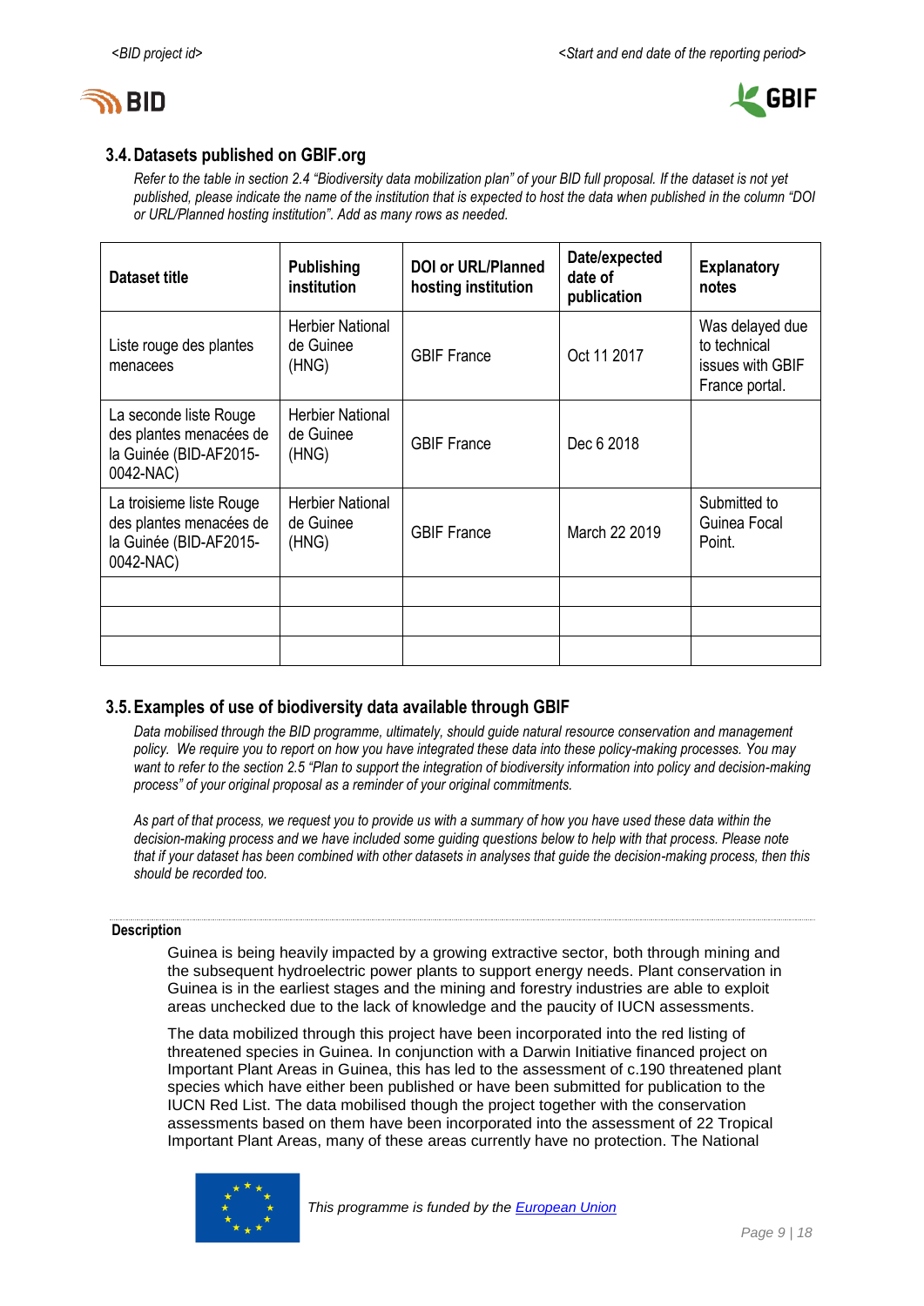### 3.4. Datasets published on GBIF.org

*Refer to the table in section 2.4 "Biodiversity data mobilization plan" of your BID full proposal. If the dataset is not yet published, please indicate the name of the institution that is expected to host the data when published in the column "DOI or URL/Planned hosting institution". Add as many rows as needed.*

| Dataset title | Publishing institution | DOI or URL/Planned hosting institution | Date/expected date of publication | Explanatory notes |
|---|---|---|---|---|
| Liste rouge des plantes menacees | Herbier National de Guinee (HNG) | GBIF France | Oct 11 2017 | Was delayed due to technical issues with GBIF France portal. |
| La seconde liste Rouge des plantes menacées de la Guinée (BID-AF2015-0042-NAC) | Herbier National de Guinee (HNG) | GBIF France | Dec 6 2018 | |
| La troisieme liste Rouge des plantes menacées de la Guinée (BID-AF2015-0042-NAC) | Herbier National de Guinee (HNG) | GBIF France | March 22 2019 | Submitted to Guinea Focal Point. |
| | | | | |
| | | | | |
| | | | | |

### 3.5. Examples of use of biodiversity data available through GBIF

*Data mobilised through the BID programme, ultimately, should guide natural resource conservation and management policy. We require you to report on how you have integrated these data into these policy-making processes. You may want to refer to the section 2.5 "Plan to support the integration of biodiversity information into policy and decision-making process" of your original proposal as a reminder of your original commitments.*

*As part of that process, we request you to provide us with a summary of how you have used these data within the decision-making process and we have included some guiding questions below to help with that process. Please note that if your dataset has been combined with other datasets in analyses that guide the decision-making process, then this should be recorded too.*

**Description**

Guinea is being heavily impacted by a growing extractive sector, both through mining and the subsequent hydroelectric power plants to support energy needs. Plant conservation in Guinea is in the earliest stages and the mining and forestry industries are able to exploit areas unchecked due to the lack of knowledge and the paucity of IUCN assessments.

The data mobilized through this project have been incorporated into the red listing of threatened species in Guinea. In conjunction with a Darwin Initiative financed project on Important Plant Areas in Guinea, this has led to the assessment of c.190 threatened plant species which have either been published or have been submitted for publication to the IUCN Red List. The data mobilised though the project together with the conservation assessments based on them have been incorporated into the assessment of 22 Tropical Important Plant Areas, many of these areas currently have no protection. The National

*This programme is funded by the European Union*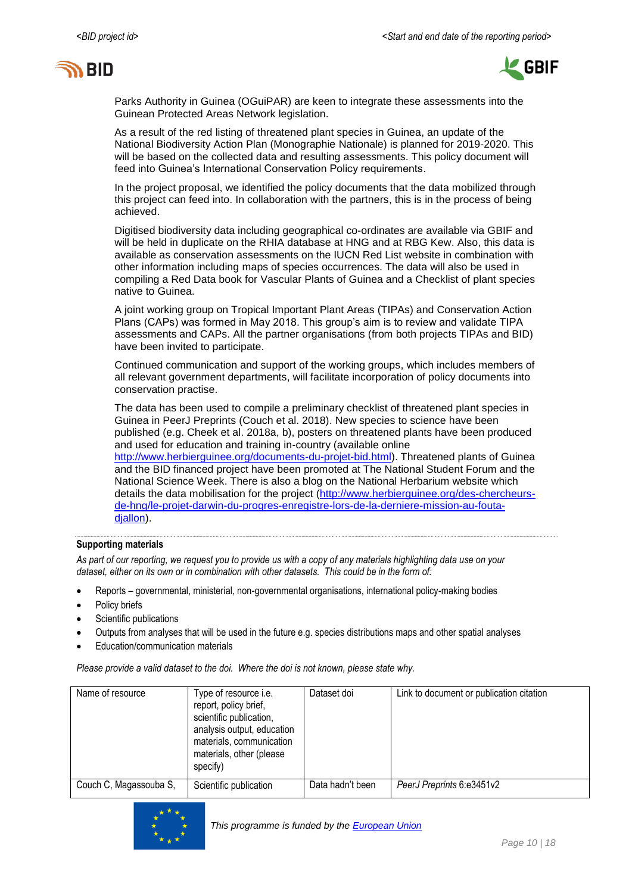Parks Authority in Guinea (OGuiPAR) are keen to integrate these assessments into the Guinean Protected Areas Network legislation.

As a result of the red listing of threatened plant species in Guinea, an update of the National Biodiversity Action Plan (Monographie Nationale) is planned for 2019-2020. This will be based on the collected data and resulting assessments. This policy document will feed into Guinea's International Conservation Policy requirements.

In the project proposal, we identified the policy documents that the data mobilized through this project can feed into. In collaboration with the partners, this is in the process of being achieved.

Digitised biodiversity data including geographical co-ordinates are available via GBIF and will be held in duplicate on the RHIA database at HNG and at RBG Kew. Also, this data is available as conservation assessments on the IUCN Red List website in combination with other information including maps of species occurrences. The data will also be used in compiling a Red Data book for Vascular Plants of Guinea and a Checklist of plant species native to Guinea.

A joint working group on Tropical Important Plant Areas (TIPAs) and Conservation Action Plans (CAPs) was formed in May 2018. This group's aim is to review and validate TIPA assessments and CAPs. All the partner organisations (from both projects TIPAs and BID) have been invited to participate.

Continued communication and support of the working groups, which includes members of all relevant government departments, will facilitate incorporation of policy documents into conservation practise.

The data has been used to compile a preliminary checklist of threatened plant species in Guinea in PeerJ Preprints (Couch et al. 2018). New species to science have been published (e.g. Cheek et al. 2018a, b), posters on threatened plants have been produced and used for education and training in-country (available online http://www.herbierguinee.org/documents-du-projet-bid.html). Threatened plants of Guinea and the BID financed project have been promoted at The National Student Forum and the National Science Week. There is also a blog on the National Herbarium website which details the data mobilisation for the project (http://www.herbierguinee.org/des-chercheurs-de-hng/le-projet-darwin-du-progres-enregistre-lors-de-la-derniere-mission-au-fouta-djallon).

**Supporting materials**

*As part of our reporting, we request you to provide us with a copy of any materials highlighting data use on your dataset, either on its own or in combination with other datasets. This could be in the form of:*

- Reports – governmental, ministerial, non-governmental organisations, international policy-making bodies
- Policy briefs
- Scientific publications
- Outputs from analyses that will be used in the future e.g. species distributions maps and other spatial analyses
- Education/communication materials

*Please provide a valid dataset to the doi. Where the doi is not known, please state why.*

| Name of resource | Type of resource i.e. report, policy brief, scientific publication, analysis output, education materials, communication materials, other (please specify) | Dataset doi | Link to document or publication citation |
|---|---|---|---|
| Couch C, Magassouba S, | Scientific publication | Data hadn't been | *PeerJ Preprints* 6:e3451v2 |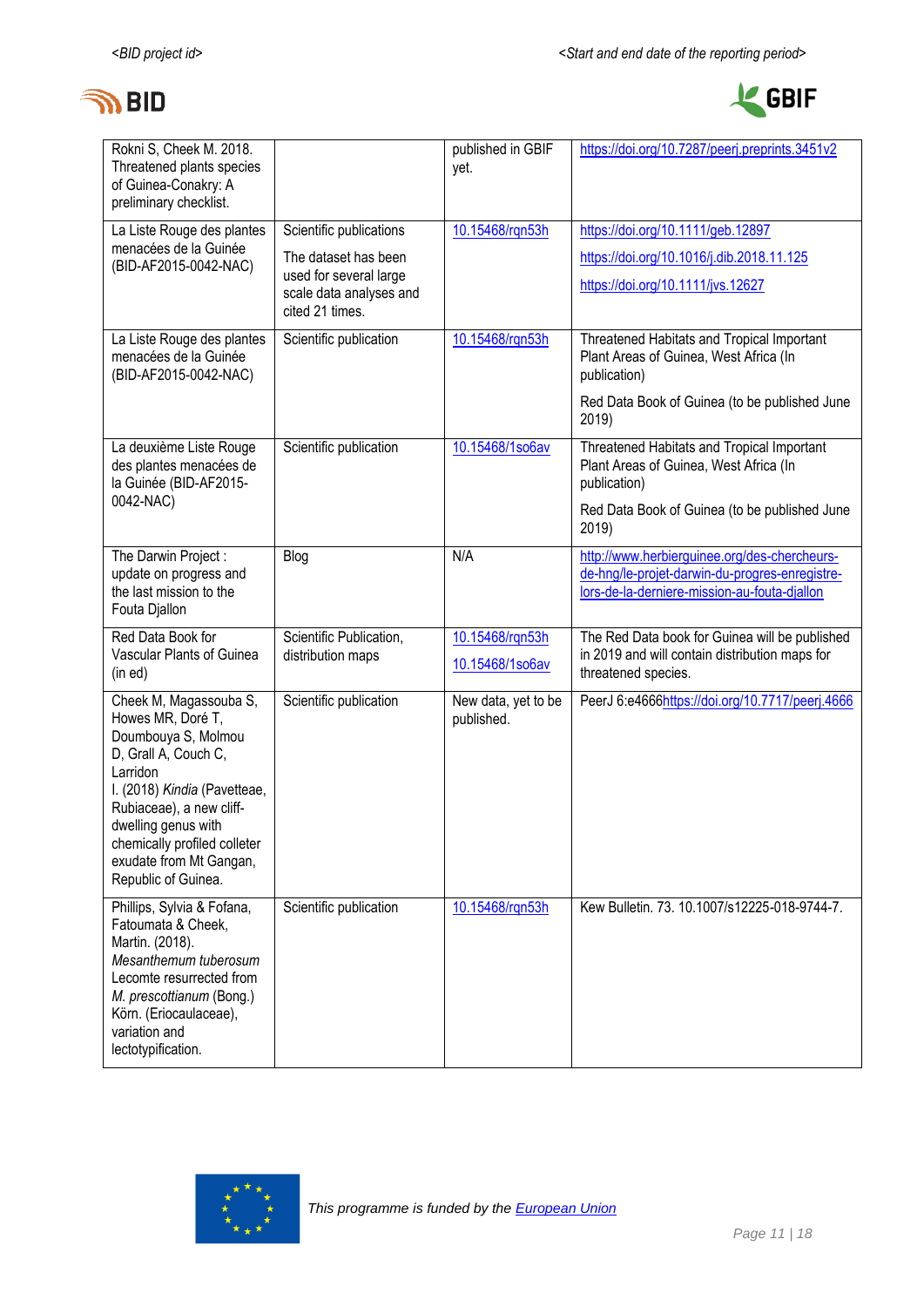| | | | |
|---|---|---|---|
| Rokni S, Cheek M. 2018. Threatened plants species of Guinea-Conakry: A preliminary checklist. | | published in GBIF yet. | https://doi.org/10.7287/peerj.preprints.3451v2 |
| La Liste Rouge des plantes menacées de la Guinée (BID-AF2015-0042-NAC) | Scientific publications<br><br>The dataset has been used for several large scale data analyses and cited 21 times. | 10.15468/rqn53h | https://doi.org/10.1111/geb.12897<br><br>https://doi.org/10.1016/j.dib.2018.11.125<br><br>https://doi.org/10.1111/jvs.12627 |
| La Liste Rouge des plantes menacées de la Guinée (BID-AF2015-0042-NAC) | Scientific publication | 10.15468/rqn53h | Threatened Habitats and Tropical Important Plant Areas of Guinea, West Africa (In publication)<br><br>Red Data Book of Guinea (to be published June 2019) |
| La deuxième Liste Rouge des plantes menacées de la Guinée (BID-AF2015-0042-NAC) | Scientific publication | 10.15468/1so6av | Threatened Habitats and Tropical Important Plant Areas of Guinea, West Africa (In publication)<br><br>Red Data Book of Guinea (to be published June 2019) |
| The Darwin Project : update on progress and the last mission to the Fouta Djallon | Blog | N/A | http://www.herbierguinee.org/des-chercheurs-de-hng/le-projet-darwin-du-progres-enregistre-lors-de-la-derniere-mission-au-fouta-djallon |
| Red Data Book for Vascular Plants of Guinea (in ed) | Scientific Publication, distribution maps | 10.15468/rqn53h<br><br>10.15468/1so6av | The Red Data book for Guinea will be published in 2019 and will contain distribution maps for threatened species. |
| Cheek M, Magassouba S, Howes MR, Doré T, Doumbouya S, Molmou D, Grall A, Couch C, Larridon I. (2018) *Kindia* (Pavetteae, Rubiaceae), a new cliff-dwelling genus with chemically profiled colleter exudate from Mt Gangan, Republic of Guinea. | Scientific publication | New data, yet to be published. | PeerJ 6:e4666https://doi.org/10.7717/peerj.4666 |
| Phillips, Sylvia & Fofana, Fatoumata & Cheek, Martin. (2018). *Mesanthemum tuberosum* Lecomte resurrected from *M. prescottianum* (Bong.) Körn. (Eriocaulaceae), variation and lectotypification. | Scientific publication | 10.15468/rqn53h | Kew Bulletin. 73. 10.1007/s12225-018-9744-7. |

This programme is funded by the European Union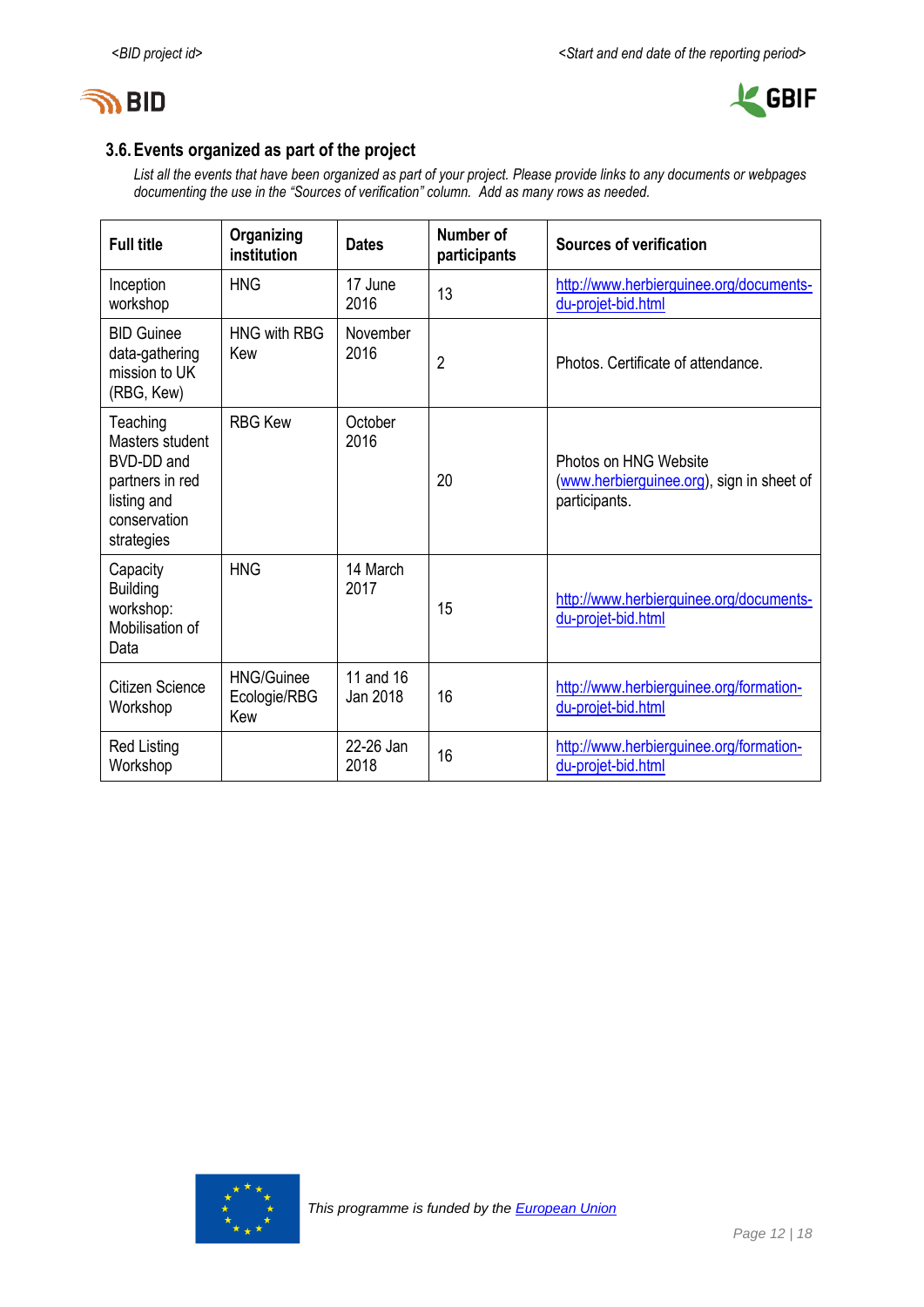### 3.6. Events organized as part of the project

*List all the events that have been organized as part of your project. Please provide links to any documents or webpages documenting the use in the "Sources of verification" column. Add as many rows as needed.*

| Full title | Organizing institution | Dates | Number of participants | Sources of verification |
|---|---|---|---|---|
| Inception workshop | HNG | 17 June 2016 | 13 | http://www.herbierguinee.org/documents-du-projet-bid.html |
| BID Guinee data-gathering mission to UK (RBG, Kew) | HNG with RBG Kew | November 2016 | 2 | Photos. Certificate of attendance. |
| Teaching Masters student BVD-DD and partners in red listing and conservation strategies | RBG Kew | October 2016 | 20 | Photos on HNG Website (www.herbierguinee.org), sign in sheet of participants. |
| Capacity Building workshop: Mobilisation of Data | HNG | 14 March 2017 | 15 | http://www.herbierguinee.org/documents-du-projet-bid.html |
| Citizen Science Workshop | HNG/Guinee Ecologie/RBG Kew | 11 and 16 Jan 2018 | 16 | http://www.herbierguinee.org/formation-du-projet-bid.html |
| Red Listing Workshop | | 22-26 Jan 2018 | 16 | http://www.herbierguinee.org/formation-du-projet-bid.html |

*This programme is funded by the European Union*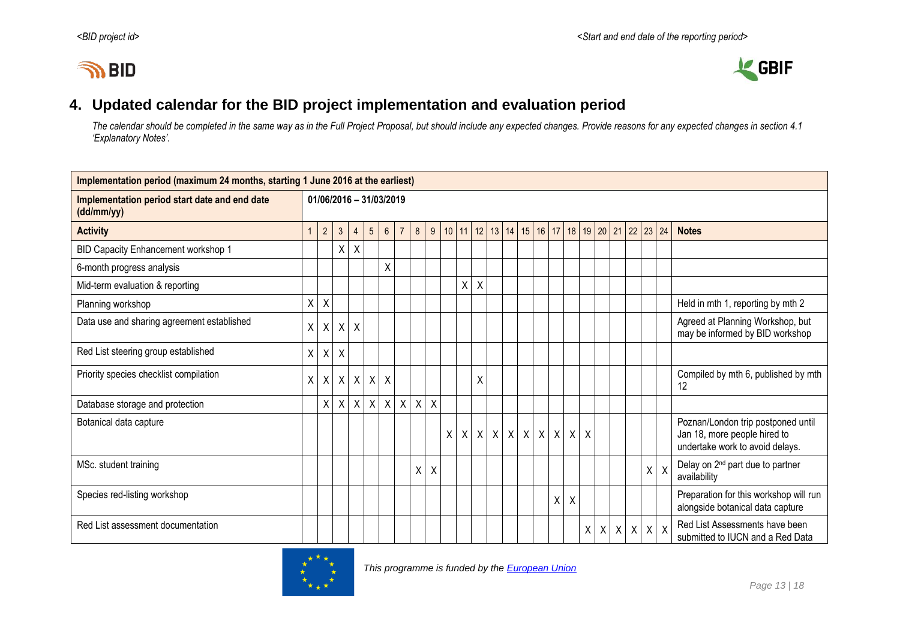## 4. Updated calendar for the BID project implementation and evaluation period

*The calendar should be completed in the same way as in the Full Project Proposal, but should include any expected changes. Provide reasons for any expected changes in section 4.1 'Explanatory Notes'.*

| **Implementation period (maximum 24 months, starting 1 June 2016 at the earliest)** | | | | | | | | | | | | | | | | | | | | | | | | | |
|---|---|---|---|---|---|---|---|---|---|---|---|---|---|---|---|---|---|---|---|---|---|---|---|---|---|
| **Implementation period start date and end date (dd/mm/yy)** | **01/06/2016 – 31/03/2019** | | | | | | | | | | | | | | | | | | | | | | | | |
| **Activity** | 1 | 2 | 3 | 4 | 5 | 6 | 7 | 8 | 9 | 10 | 11 | 12 | 13 | 14 | 15 | 16 | 17 | 18 | 19 | 20 | 21 | 22 | 23 | 24 | **Notes** |
| BID Capacity Enhancement workshop 1 | | | X | X | | | | | | | | | | | | | | | | | | | | | |
| 6-month progress analysis | | | | | | X | | | | | | | | | | | | | | | | | | | |
| Mid-term evaluation & reporting | | | | | | | | | | | X | X | | | | | | | | | | | | | |
| Planning workshop | X | X | | | | | | | | | | | | | | | | | | | | | | | Held in mth 1, reporting by mth 2 |
| Data use and sharing agreement established | X | X | X | X | | | | | | | | | | | | | | | | | | | | | Agreed at Planning Workshop, but may be informed by BID workshop |
| Red List steering group established | X | X | X | | | | | | | | | | | | | | | | | | | | | | |
| Priority species checklist compilation | X | X | X | X | X | X | | | | | | X | | | | | | | | | | | | | Compiled by mth 6, published by mth 12 |
| Database storage and protection | | X | X | X | X | X | X | X | X | | | | | | | | | | | | | | | | |
| Botanical data capture | | | | | | | | | | X | X | X | X | X | X | X | X | X | X | | | | | | Poznan/London trip postponed until Jan 18, more people hired to undertake work to avoid delays. |
| MSc. student training | | | | | | | | X | X | | | | | | | | | | | | | | X | X | Delay on 2nd part due to partner availability |
| Species red-listing workshop | | | | | | | | | | | | | | | | | X | X | | | | | | | Preparation for this workshop will run alongside botanical data capture |
| Red List assessment documentation | | | | | | | | | | | | | | | | | | | X | X | X | X | X | X | Red List Assessments have been submitted to IUCN and a Red Data |

This programme is funded by the European Union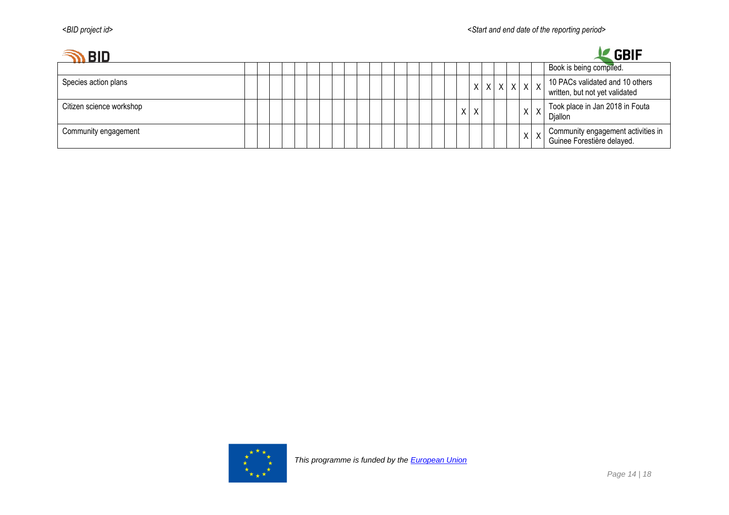| | | | | | | | | | | | | | | | | | | | | | | | | | |
|---|---|---|---|---|---|---|---|---|---|---|---|---|---|---|---|---|---|---|---|---|---|---|---|---|---|
| | | | | | | | | | | | | | | | | | | | | | | | | | Book is being compiled. |
| Species action plans | | | | | | | | | | | | | | | | | | | X | X | X | X | X | X | 10 PACs validated and 10 others written, but not yet validated |
| Citizen science workshop | | | | | | | | | | | | | | | | | | X | X | | | | X | X | Took place in Jan 2018 in Fouta Djallon |
| Community engagement | | | | | | | | | | | | | | | | | | | | | | | X | X | Community engagement activities in Guinee Forestière delayed. |

This programme is funded by the European Union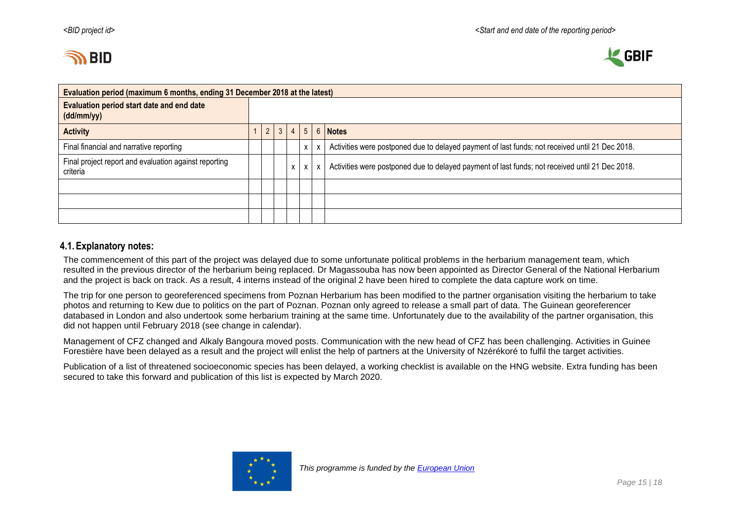| Evaluation period (maximum 6 months, ending 31 December 2018 at the latest) | | | | | | | |
|---|---|---|---|---|---|---|---|
| Evaluation period start date and end date (dd/mm/yy) | | | | | | | |
| **Activity** | 1 | 2 | 3 | 4 | 5 | 6 | **Notes** |
| Final financial and narrative reporting | | | | | x | x | Activities were postponed due to delayed payment of last funds; not received until 21 Dec 2018. |
| Final project report and evaluation against reporting criteria | | | | x | x | x | Activities were postponed due to delayed payment of last funds; not received until 21 Dec 2018. |
| | | | | | | | |
| | | | | | | | |
| | | | | | | | |

## 4.1. Explanatory notes:

The commencement of this part of the project was delayed due to some unfortunate political problems in the herbarium management team, which resulted in the previous director of the herbarium being replaced. Dr Magassouba has now been appointed as Director General of the National Herbarium and the project is back on track. As a result, 4 interns instead of the original 2 have been hired to complete the data capture work on time.

The trip for one person to georeferenced specimens from Poznan Herbarium has been modified to the partner organisation visiting the herbarium to take photos and returning to Kew due to politics on the part of Poznan. Poznan only agreed to release a small part of data. The Guinean georeferencer databased in London and also undertook some herbarium training at the same time. Unfortunately due to the availability of the partner organisation, this did not happen until February 2018 (see change in calendar).

Management of CFZ changed and Alkaly Bangoura moved posts. Communication with the new head of CFZ has been challenging. Activities in Guinee Forestière have been delayed as a result and the project will enlist the help of partners at the University of Nzérékoré to fulfil the target activities.

Publication of a list of threatened socioeconomic species has been delayed, a working checklist is available on the HNG website. Extra funding has been secured to take this forward and publication of this list is expected by March 2020.

*This programme is funded by the European Union*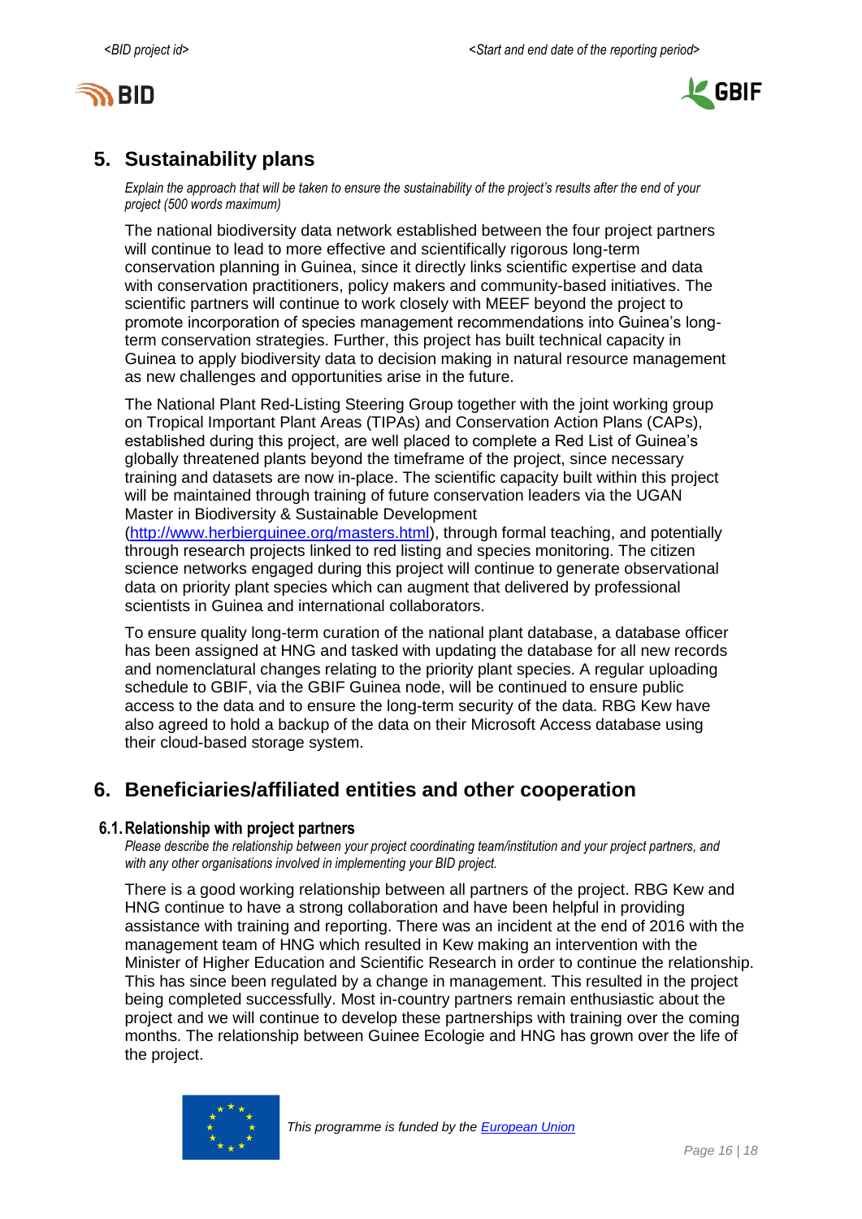## 5. Sustainability plans

*Explain the approach that will be taken to ensure the sustainability of the project's results after the end of your project (500 words maximum)*

The national biodiversity data network established between the four project partners will continue to lead to more effective and scientifically rigorous long-term conservation planning in Guinea, since it directly links scientific expertise and data with conservation practitioners, policy makers and community-based initiatives. The scientific partners will continue to work closely with MEEF beyond the project to promote incorporation of species management recommendations into Guinea's long-term conservation strategies. Further, this project has built technical capacity in Guinea to apply biodiversity data to decision making in natural resource management as new challenges and opportunities arise in the future.

The National Plant Red-Listing Steering Group together with the joint working group on Tropical Important Plant Areas (TIPAs) and Conservation Action Plans (CAPs), established during this project, are well placed to complete a Red List of Guinea's globally threatened plants beyond the timeframe of the project, since necessary training and datasets are now in-place. The scientific capacity built within this project will be maintained through training of future conservation leaders via the UGAN Master in Biodiversity & Sustainable Development (http://www.herbierguinee.org/masters.html), through formal teaching, and potentially through research projects linked to red listing and species monitoring. The citizen science networks engaged during this project will continue to generate observational data on priority plant species which can augment that delivered by professional scientists in Guinea and international collaborators.

To ensure quality long-term curation of the national plant database, a database officer has been assigned at HNG and tasked with updating the database for all new records and nomenclatural changes relating to the priority plant species. A regular uploading schedule to GBIF, via the GBIF Guinea node, will be continued to ensure public access to the data and to ensure the long-term security of the data. RBG Kew have also agreed to hold a backup of the data on their Microsoft Access database using their cloud-based storage system.

## 6. Beneficiaries/affiliated entities and other cooperation

### 6.1. Relationship with project partners

*Please describe the relationship between your project coordinating team/institution and your project partners, and with any other organisations involved in implementing your BID project.*

There is a good working relationship between all partners of the project. RBG Kew and HNG continue to have a strong collaboration and have been helpful in providing assistance with training and reporting. There was an incident at the end of 2016 with the management team of HNG which resulted in Kew making an intervention with the Minister of Higher Education and Scientific Research in order to continue the relationship. This has since been regulated by a change in management. This resulted in the project being completed successfully. Most in-country partners remain enthusiastic about the project and we will continue to develop these partnerships with training over the coming months. The relationship between Guinee Ecologie and HNG has grown over the life of the project.

*This programme is funded by the European Union*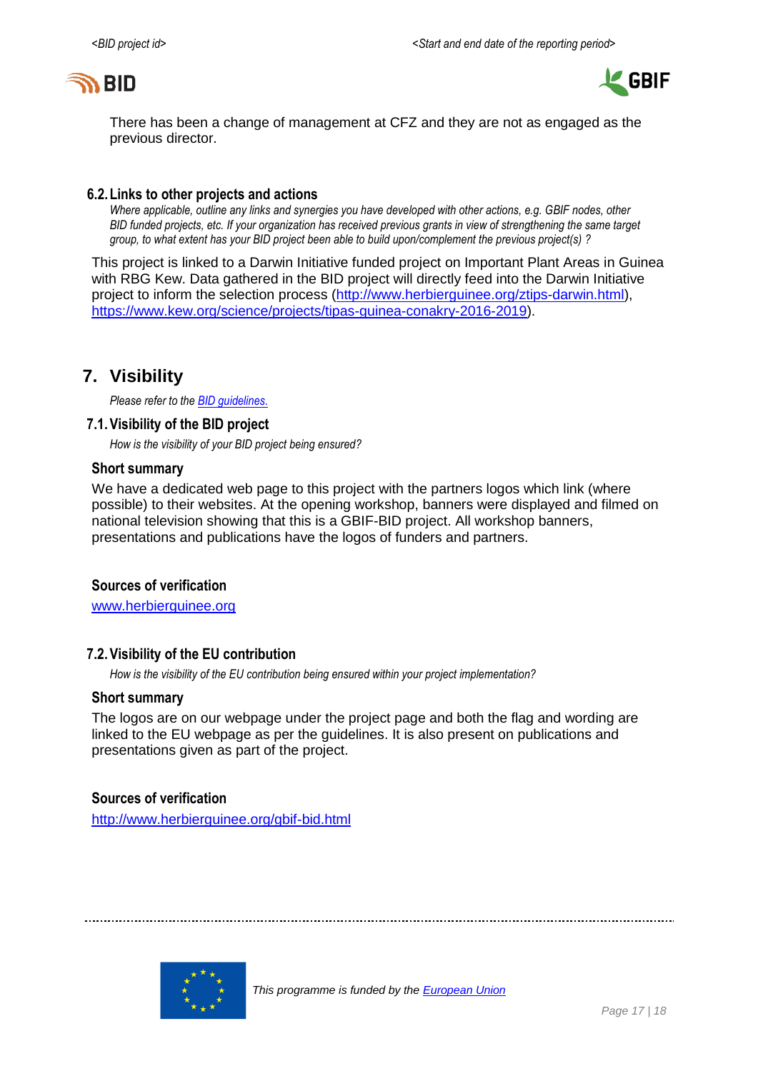There has been a change of management at CFZ and they are not as engaged as the previous director.

### 6.2. Links to other projects and actions

*Where applicable, outline any links and synergies you have developed with other actions, e.g. GBIF nodes, other BID funded projects, etc. If your organization has received previous grants in view of strengthening the same target group, to what extent has your BID project been able to build upon/complement the previous project(s) ?*

This project is linked to a Darwin Initiative funded project on Important Plant Areas in Guinea with RBG Kew. Data gathered in the BID project will directly feed into the Darwin Initiative project to inform the selection process (http://www.herbierguinee.org/ztips-darwin.html), https://www.kew.org/science/projects/tipas-guinea-conakry-2016-2019).

## 7. Visibility

*Please refer to the BID guidelines.*

### 7.1. Visibility of the BID project

*How is the visibility of your BID project being ensured?*

**Short summary**

We have a dedicated web page to this project with the partners logos which link (where possible) to their websites. At the opening workshop, banners were displayed and filmed on national television showing that this is a GBIF-BID project. All workshop banners, presentations and publications have the logos of funders and partners.

**Sources of verification**

www.herbierguinee.org

### 7.2. Visibility of the EU contribution

*How is the visibility of the EU contribution being ensured within your project implementation?*

**Short summary**

The logos are on our webpage under the project page and both the flag and wording are linked to the EU webpage as per the guidelines. It is also present on publications and presentations given as part of the project.

**Sources of verification**

http://www.herbierguinee.org/gbif-bid.html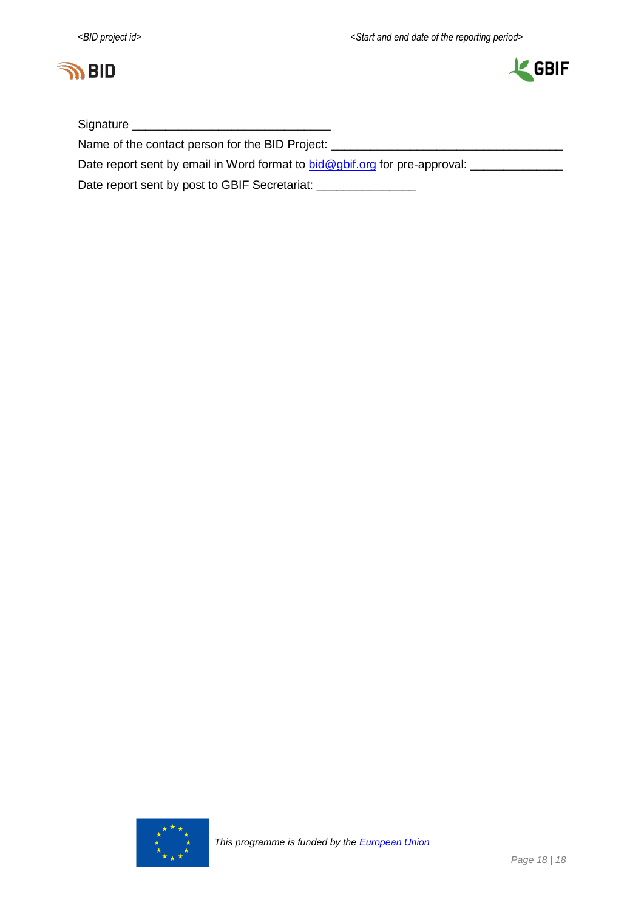Signature ______________________________

Name of the contact person for the BID Project: ___________________________________

Date report sent by email in Word format to [bid@gbif.org](mailto:bid@gbif.org) for pre-approval: ______________

Date report sent by post to GBIF Secretariat: _______________

*This programme is funded by the [European Union](#)*